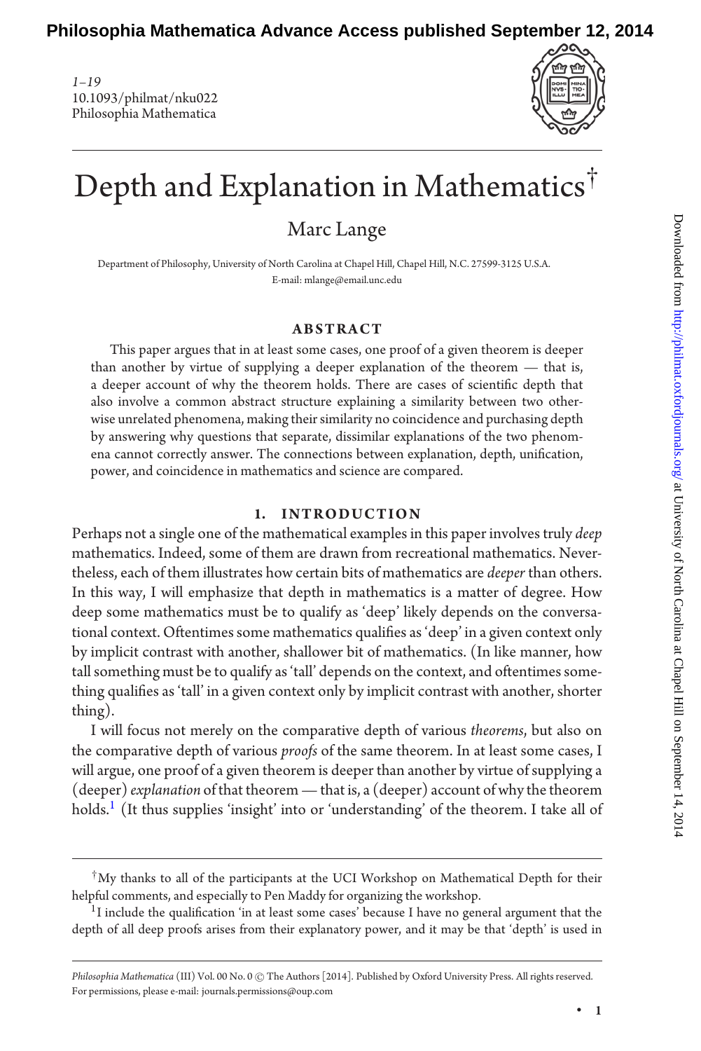# Depth and Explanation in Mathematics†

Marc Lange

Department of Philosophy, University of North Carolina at Chapel Hill, Chapel Hill, N.C. 27599-3125 U.S.A.
E-mail: mlange@email.unc.edu

### ABSTRACT

This paper argues that in at least some cases, one proof of a given theorem is deeper than another by virtue of supplying a deeper explanation of the theorem — that is, a deeper account of why the theorem holds. There are cases of scientific depth that also involve a common abstract structure explaining a similarity between two otherwise unrelated phenomena, making their similarity no coincidence and purchasing depth by answering why questions that separate, dissimilar explanations of the two phenomena cannot correctly answer. The connections between explanation, depth, unification, power, and coincidence in mathematics and science are compared.

## 1. INTRODUCTION

Perhaps not a single one of the mathematical examples in this paper involves truly *deep* mathematics. Indeed, some of them are drawn from recreational mathematics. Nevertheless, each of them illustrates how certain bits of mathematics are *deeper* than others. In this way, I will emphasize that depth in mathematics is a matter of degree. How deep some mathematics must be to qualify as 'deep' likely depends on the conversational context. Oftentimes some mathematics qualifies as 'deep' in a given context only by implicit contrast with another, shallower bit of mathematics. (In like manner, how tall something must be to qualify as 'tall' depends on the context, and oftentimes something qualifies as 'tall' in a given context only by implicit contrast with another, shorter thing).

I will focus not merely on the comparative depth of various *theorems*, but also on the comparative depth of various *proofs* of the same theorem. In at least some cases, I will argue, one proof of a given theorem is deeper than another by virtue of supplying a (deeper) *explanation* of that theorem — that is, a (deeper) account of why the theorem holds.[1] (It thus supplies 'insight' into or 'understanding' of the theorem. I take all of

†My thanks to all of the participants at the UCI Workshop on Mathematical Depth for their helpful comments, and especially to Pen Maddy for organizing the workshop.

[1]I include the qualification 'in at least some cases' because I have no general argument that the depth of all deep proofs arises from their explanatory power, and it may be that 'depth' is used in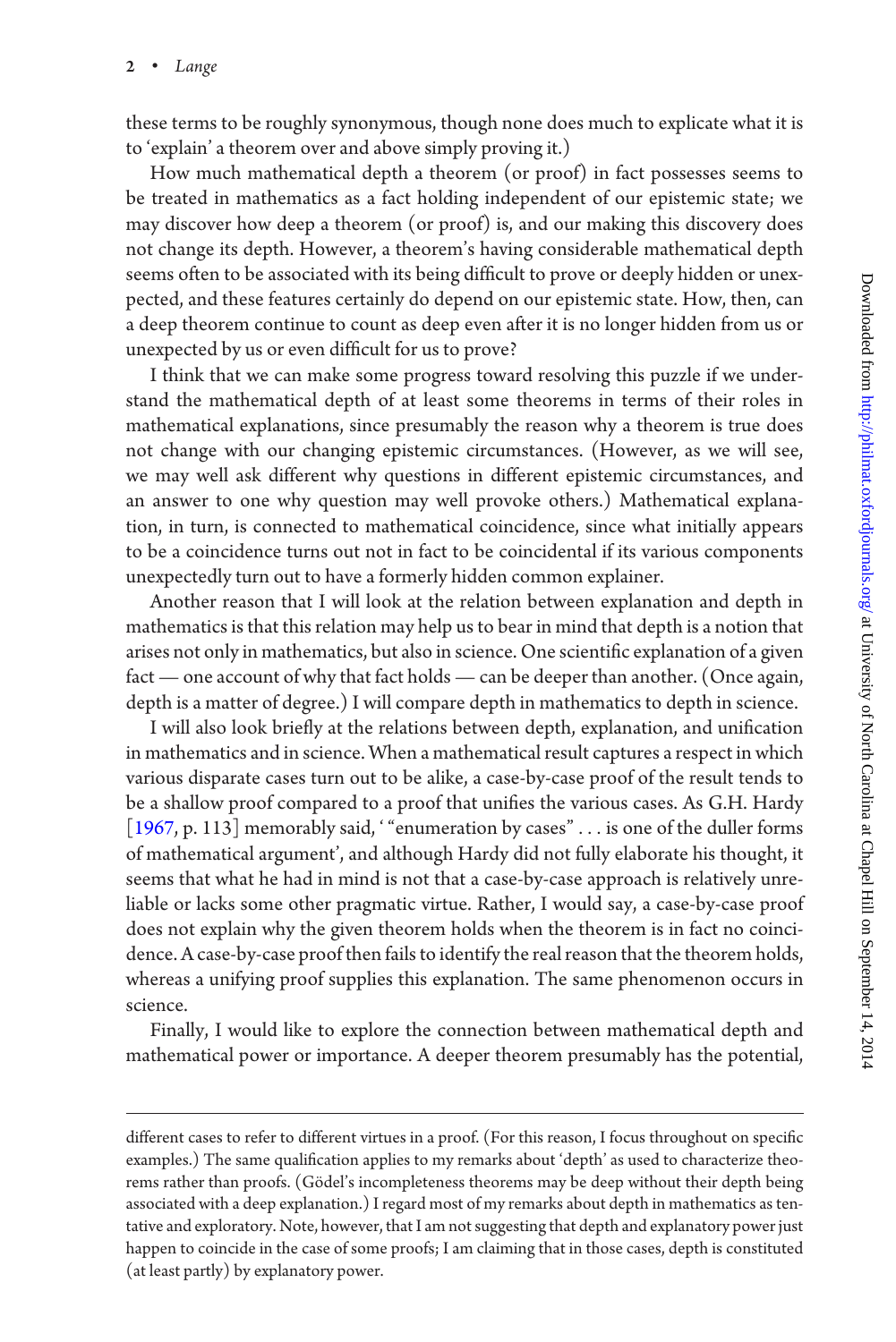these terms to be roughly synonymous, though none does much to explicate what it is to 'explain' a theorem over and above simply proving it.)

How much mathematical depth a theorem (or proof) in fact possesses seems to be treated in mathematics as a fact holding independent of our epistemic state; we may discover how deep a theorem (or proof) is, and our making this discovery does not change its depth. However, a theorem's having considerable mathematical depth seems often to be associated with its being difficult to prove or deeply hidden or unexpected, and these features certainly do depend on our epistemic state. How, then, can a deep theorem continue to count as deep even after it is no longer hidden from us or unexpected by us or even difficult for us to prove?

I think that we can make some progress toward resolving this puzzle if we understand the mathematical depth of at least some theorems in terms of their roles in mathematical explanations, since presumably the reason why a theorem is true does not change with our changing epistemic circumstances. (However, as we will see, we may well ask different why questions in different epistemic circumstances, and an answer to one why question may well provoke others.) Mathematical explanation, in turn, is connected to mathematical coincidence, since what initially appears to be a coincidence turns out not in fact to be coincidental if its various components unexpectedly turn out to have a formerly hidden common explainer.

Another reason that I will look at the relation between explanation and depth in mathematics is that this relation may help us to bear in mind that depth is a notion that arises not only in mathematics, but also in science. One scientific explanation of a given fact — one account of why that fact holds — can be deeper than another. (Once again, depth is a matter of degree.) I will compare depth in mathematics to depth in science.

I will also look briefly at the relations between depth, explanation, and unification in mathematics and in science. When a mathematical result captures a respect in which various disparate cases turn out to be alike, a case-by-case proof of the result tends to be a shallow proof compared to a proof that unifies the various cases. As G.H. Hardy [1967, p. 113] memorably said, ' "enumeration by cases" . . . is one of the duller forms of mathematical argument', and although Hardy did not fully elaborate his thought, it seems that what he had in mind is not that a case-by-case approach is relatively unreliable or lacks some other pragmatic virtue. Rather, I would say, a case-by-case proof does not explain why the given theorem holds when the theorem is in fact no coincidence. A case-by-case proof then fails to identify the real reason that the theorem holds, whereas a unifying proof supplies this explanation. The same phenomenon occurs in science.

Finally, I would like to explore the connection between mathematical depth and mathematical power or importance. A deeper theorem presumably has the potential,

different cases to refer to different virtues in a proof. (For this reason, I focus throughout on specific examples.) The same qualification applies to my remarks about 'depth' as used to characterize theorems rather than proofs. (Gödel's incompleteness theorems may be deep without their depth being associated with a deep explanation.) I regard most of my remarks about depth in mathematics as tentative and exploratory. Note, however, that I am not suggesting that depth and explanatory power just happen to coincide in the case of some proofs; I am claiming that in those cases, depth is constituted (at least partly) by explanatory power.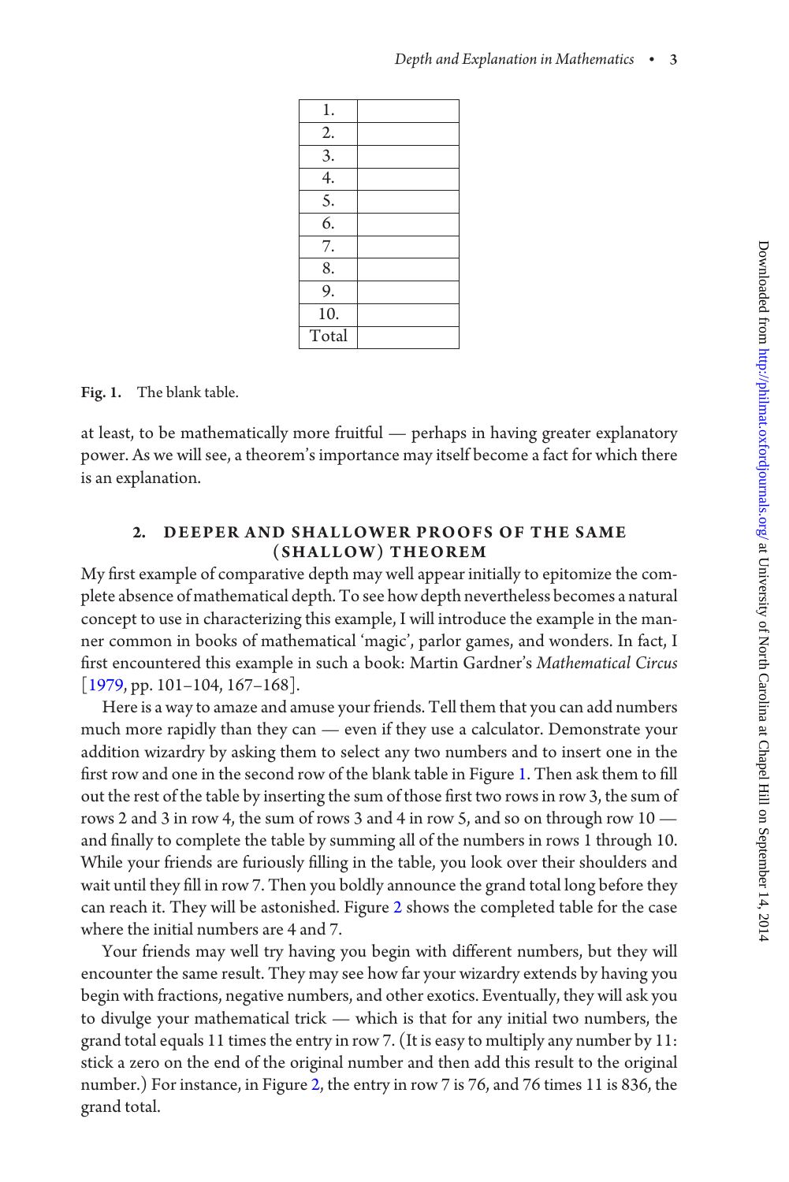| 1. | |
|---|---|
| 2. | |
| 3. | |
| 4. | |
| 5. | |
| 6. | |
| 7. | |
| 8. | |
| 9. | |
| 10. | |
| Total | |

**Fig. 1.** The blank table.

at least, to be mathematically more fruitful — perhaps in having greater explanatory power. As we will see, a theorem's importance may itself become a fact for which there is an explanation.

## 2. DEEPER AND SHALLOWER PROOFS OF THE SAME (SHALLOW) THEOREM

My first example of comparative depth may well appear initially to epitomize the complete absence of mathematical depth. To see how depth nevertheless becomes a natural concept to use in characterizing this example, I will introduce the example in the manner common in books of mathematical 'magic', parlor games, and wonders. In fact, I first encountered this example in such a book: Martin Gardner's *Mathematical Circus* [1979, pp. 101–104, 167–168].

Here is a way to amaze and amuse your friends. Tell them that you can add numbers much more rapidly than they can — even if they use a calculator. Demonstrate your addition wizardry by asking them to select any two numbers and to insert one in the first row and one in the second row of the blank table in Figure 1. Then ask them to fill out the rest of the table by inserting the sum of those first two rows in row 3, the sum of rows 2 and 3 in row 4, the sum of rows 3 and 4 in row 5, and so on through row 10 — and finally to complete the table by summing all of the numbers in rows 1 through 10. While your friends are furiously filling in the table, you look over their shoulders and wait until they fill in row 7. Then you boldly announce the grand total long before they can reach it. They will be astonished. Figure 2 shows the completed table for the case where the initial numbers are 4 and 7.

Your friends may well try having you begin with different numbers, but they will encounter the same result. They may see how far your wizardry extends by having you begin with fractions, negative numbers, and other exotics. Eventually, they will ask you to divulge your mathematical trick — which is that for any initial two numbers, the grand total equals 11 times the entry in row 7. (It is easy to multiply any number by 11: stick a zero on the end of the original number and then add this result to the original number.) For instance, in Figure 2, the entry in row 7 is 76, and 76 times 11 is 836, the grand total.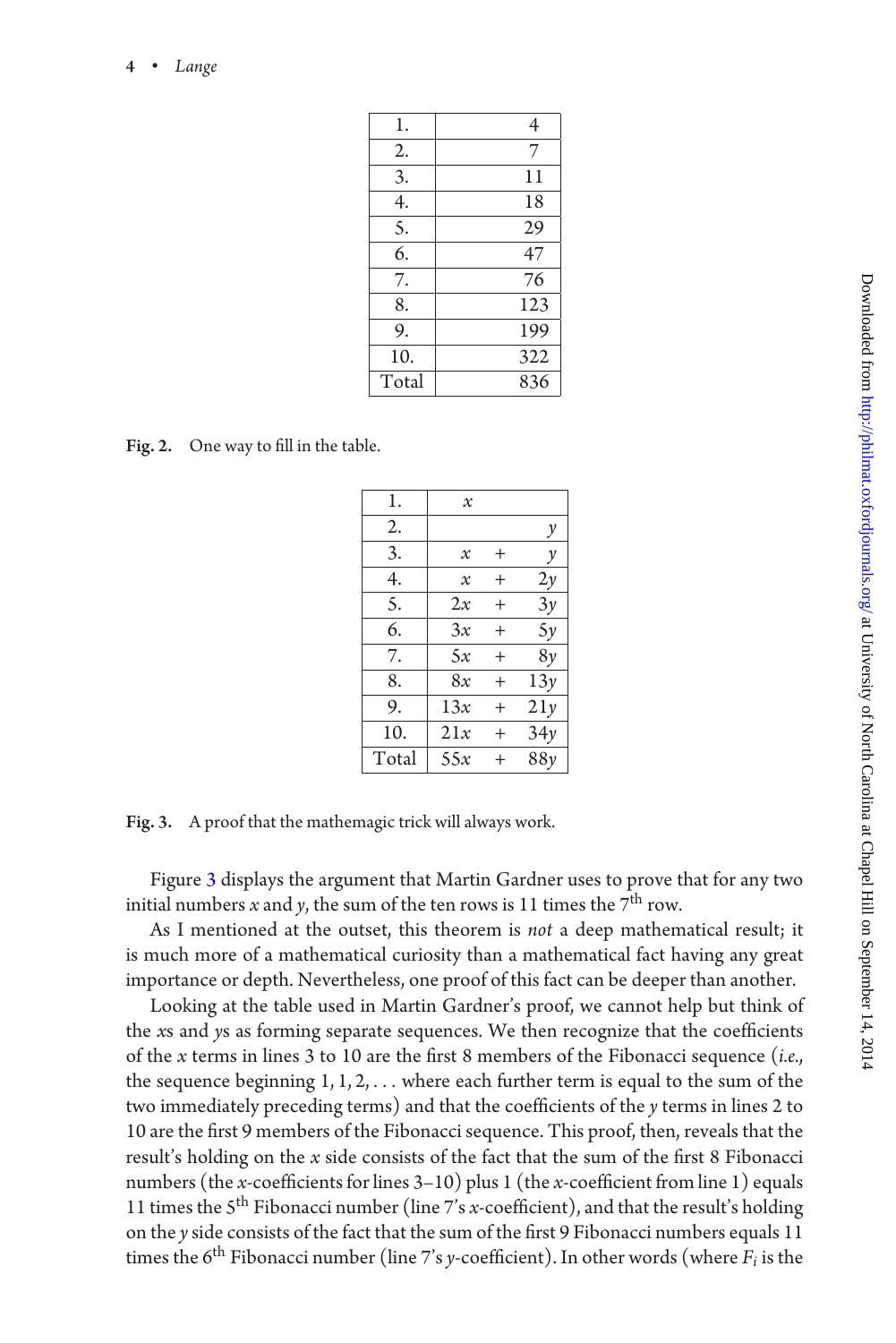| 1. | 4 |
|---|---|
| 2. | 7 |
| 3. | 11 |
| 4. | 18 |
| 5. | 29 |
| 6. | 47 |
| 7. | 76 |
| 8. | 123 |
| 9. | 199 |
| 10. | 322 |
| Total | 836 |

**Fig. 2.** One way to fill in the table.

| 1. | $x$ | | |
|---|---|---|---|
| 2. | | | $y$ |
| 3. | $x$ | + | $y$ |
| 4. | $x$ | + | $2y$ |
| 5. | $2x$ | + | $3y$ |
| 6. | $3x$ | + | $5y$ |
| 7. | $5x$ | + | $8y$ |
| 8. | $8x$ | + | $13y$ |
| 9. | $13x$ | + | $21y$ |
| 10. | $21x$ | + | $34y$ |
| Total | $55x$ | + | $88y$ |

**Fig. 3.** A proof that the mathemagic trick will always work.

Figure 3 displays the argument that Martin Gardner uses to prove that for any two initial numbers $x$ and $y$, the sum of the ten rows is 11 times the 7th row.

As I mentioned at the outset, this theorem is *not* a deep mathematical result; it is much more of a mathematical curiosity than a mathematical fact having any great importance or depth. Nevertheless, one proof of this fact can be deeper than another.

Looking at the table used in Martin Gardner's proof, we cannot help but think of the $x$s and $y$s as forming separate sequences. We then recognize that the coefficients of the $x$ terms in lines 3 to 10 are the first 8 members of the Fibonacci sequence (*i.e.*, the sequence beginning $1, 1, 2, \ldots$ where each further term is equal to the sum of the two immediately preceding terms) and that the coefficients of the $y$ terms in lines 2 to 10 are the first 9 members of the Fibonacci sequence. This proof, then, reveals that the result's holding on the $x$ side consists of the fact that the sum of the first 8 Fibonacci numbers (the $x$-coefficients for lines 3–10) plus 1 (the $x$-coefficient from line 1) equals 11 times the 5th Fibonacci number (line 7's $x$-coefficient), and that the result's holding on the $y$ side consists of the fact that the sum of the first 9 Fibonacci numbers equals 11 times the 6th Fibonacci number (line 7's $y$-coefficient). In other words (where $F_i$ is the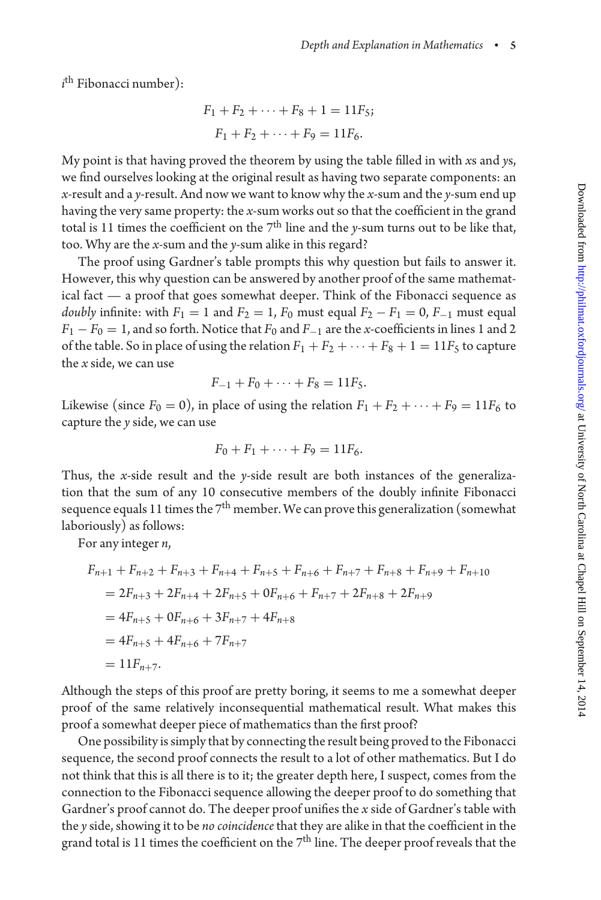$i^{\text{th}}$ Fibonacci number):

$$F_1 + F_2 + \cdots + F_8 + 1 = 11F_5;$$
$$F_1 + F_2 + \cdots + F_9 = 11F_6.$$

My point is that having proved the theorem by using the table filled in with *x*s and *y*s, we find ourselves looking at the original result as having two separate components: an *x*-result and a *y*-result. And now we want to know why the *x*-sum and the *y*-sum end up having the very same property: the *x*-sum works out so that the coefficient in the grand total is 11 times the coefficient on the 7th line and the *y*-sum turns out to be like that, too. Why are the *x*-sum and the *y*-sum alike in this regard?

The proof using Gardner's table prompts this why question but fails to answer it. However, this why question can be answered by another proof of the same mathematical fact — a proof that goes somewhat deeper. Think of the Fibonacci sequence as *doubly* infinite: with $F_1 = 1$ and $F_2 = 1$, $F_0$ must equal $F_2 - F_1 = 0$, $F_{-1}$ must equal $F_1 - F_0 = 1$, and so forth. Notice that $F_0$ and $F_{-1}$ are the *x*-coefficients in lines 1 and 2 of the table. So in place of using the relation $F_1 + F_2 + \cdots + F_8 + 1 = 11F_5$ to capture the *x* side, we can use

$$F_{-1} + F_0 + \cdots + F_8 = 11F_5.$$

Likewise (since $F_0 = 0$), in place of using the relation $F_1 + F_2 + \cdots + F_9 = 11F_6$ to capture the *y* side, we can use

$$F_0 + F_1 + \cdots + F_9 = 11F_6.$$

Thus, the *x*-side result and the *y*-side result are both instances of the generalization that the sum of any 10 consecutive members of the doubly infinite Fibonacci sequence equals 11 times the 7th member. We can prove this generalization (somewhat laboriously) as follows:

For any integer *n*,

$$\begin{aligned}
&F_{n+1} + F_{n+2} + F_{n+3} + F_{n+4} + F_{n+5} + F_{n+6} + F_{n+7} + F_{n+8} + F_{n+9} + F_{n+10} \\
&\quad = 2F_{n+3} + 2F_{n+4} + 2F_{n+5} + 0F_{n+6} + F_{n+7} + 2F_{n+8} + 2F_{n+9} \\
&\quad = 4F_{n+5} + 0F_{n+6} + 3F_{n+7} + 4F_{n+8} \\
&\quad = 4F_{n+5} + 4F_{n+6} + 7F_{n+7} \\
&\quad = 11F_{n+7}.
\end{aligned}$$

Although the steps of this proof are pretty boring, it seems to me a somewhat deeper proof of the same relatively inconsequential mathematical result. What makes this proof a somewhat deeper piece of mathematics than the first proof?

One possibility is simply that by connecting the result being proved to the Fibonacci sequence, the second proof connects the result to a lot of other mathematics. But I do not think that this is all there is to it; the greater depth here, I suspect, comes from the connection to the Fibonacci sequence allowing the deeper proof to do something that Gardner's proof cannot do. The deeper proof unifies the *x* side of Gardner's table with the *y* side, showing it to be *no coincidence* that they are alike in that the coefficient in the grand total is 11 times the coefficient on the 7th line. The deeper proof reveals that the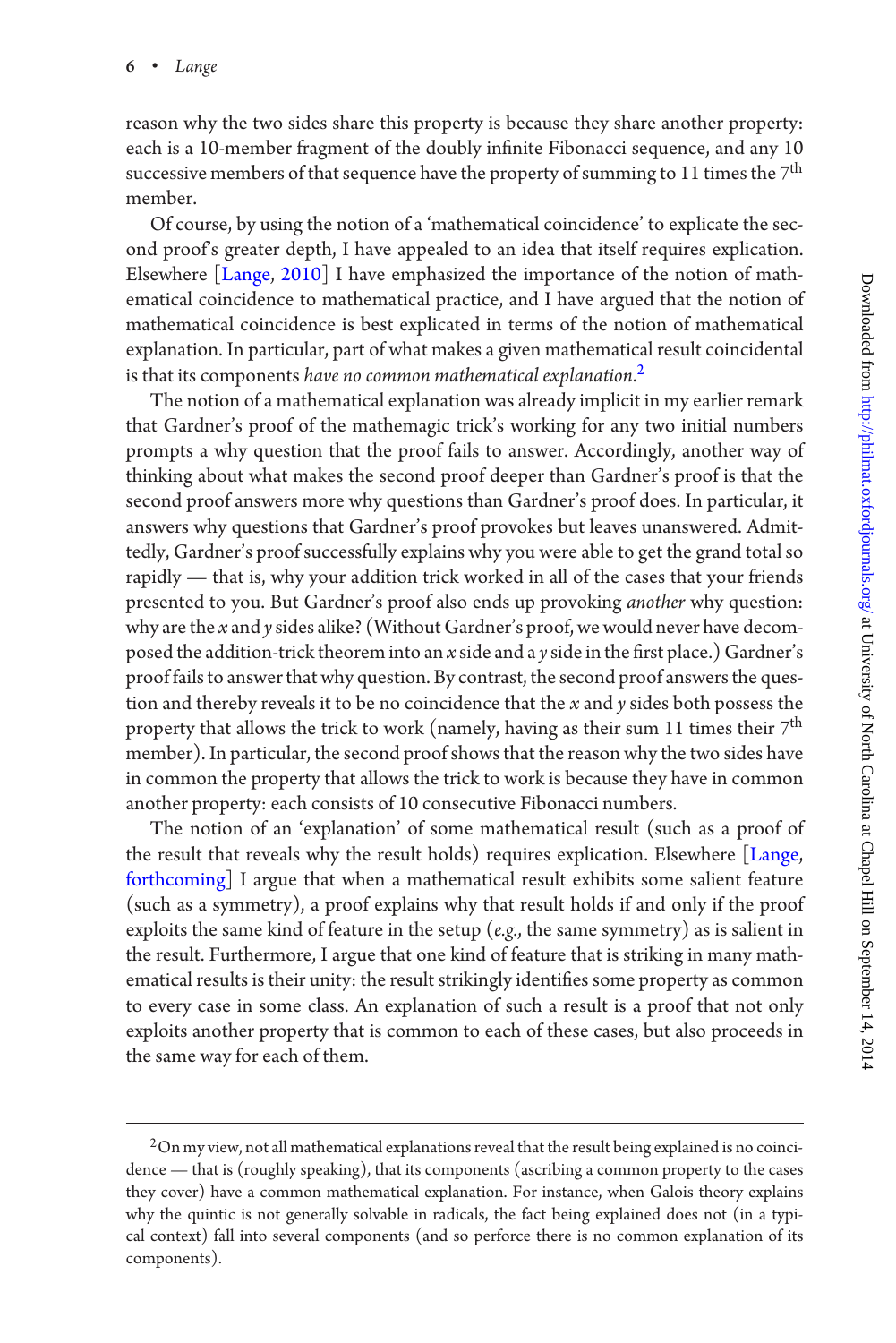reason why the two sides share this property is because they share another property: each is a 10-member fragment of the doubly infinite Fibonacci sequence, and any 10 successive members of that sequence have the property of summing to 11 times the 7th member.

Of course, by using the notion of a 'mathematical coincidence' to explicate the second proof's greater depth, I have appealed to an idea that itself requires explication. Elsewhere [Lange, 2010] I have emphasized the importance of the notion of mathematical coincidence to mathematical practice, and I have argued that the notion of mathematical coincidence is best explicated in terms of the notion of mathematical explanation. In particular, part of what makes a given mathematical result coincidental is that its components *have no common mathematical explanation*.[2]

The notion of a mathematical explanation was already implicit in my earlier remark that Gardner's proof of the mathemagic trick's working for any two initial numbers prompts a why question that the proof fails to answer. Accordingly, another way of thinking about what makes the second proof deeper than Gardner's proof is that the second proof answers more why questions than Gardner's proof does. In particular, it answers why questions that Gardner's proof provokes but leaves unanswered. Admittedly, Gardner's proof successfully explains why you were able to get the grand total so rapidly — that is, why your addition trick worked in all of the cases that your friends presented to you. But Gardner's proof also ends up provoking *another* why question: why are the $x$ and $y$ sides alike? (Without Gardner's proof, we would never have decomposed the addition-trick theorem into an $x$ side and a $y$ side in the first place.) Gardner's proof fails to answer that why question. By contrast, the second proof answers the question and thereby reveals it to be no coincidence that the $x$ and $y$ sides both possess the property that allows the trick to work (namely, having as their sum 11 times their 7th member). In particular, the second proof shows that the reason why the two sides have in common the property that allows the trick to work is because they have in common another property: each consists of 10 consecutive Fibonacci numbers.

The notion of an 'explanation' of some mathematical result (such as a proof of the result that reveals why the result holds) requires explication. Elsewhere [Lange, forthcoming] I argue that when a mathematical result exhibits some salient feature (such as a symmetry), a proof explains why that result holds if and only if the proof exploits the same kind of feature in the setup (*e.g.*, the same symmetry) as is salient in the result. Furthermore, I argue that one kind of feature that is striking in many mathematical results is their unity: the result strikingly identifies some property as common to every case in some class. An explanation of such a result is a proof that not only exploits another property that is common to each of these cases, but also proceeds in the same way for each of them.

---

[2] On my view, not all mathematical explanations reveal that the result being explained is no coincidence — that is (roughly speaking), that its components (ascribing a common property to the cases they cover) have a common mathematical explanation. For instance, when Galois theory explains why the quintic is not generally solvable in radicals, the fact being explained does not (in a typical context) fall into several components (and so perforce there is no common explanation of its components).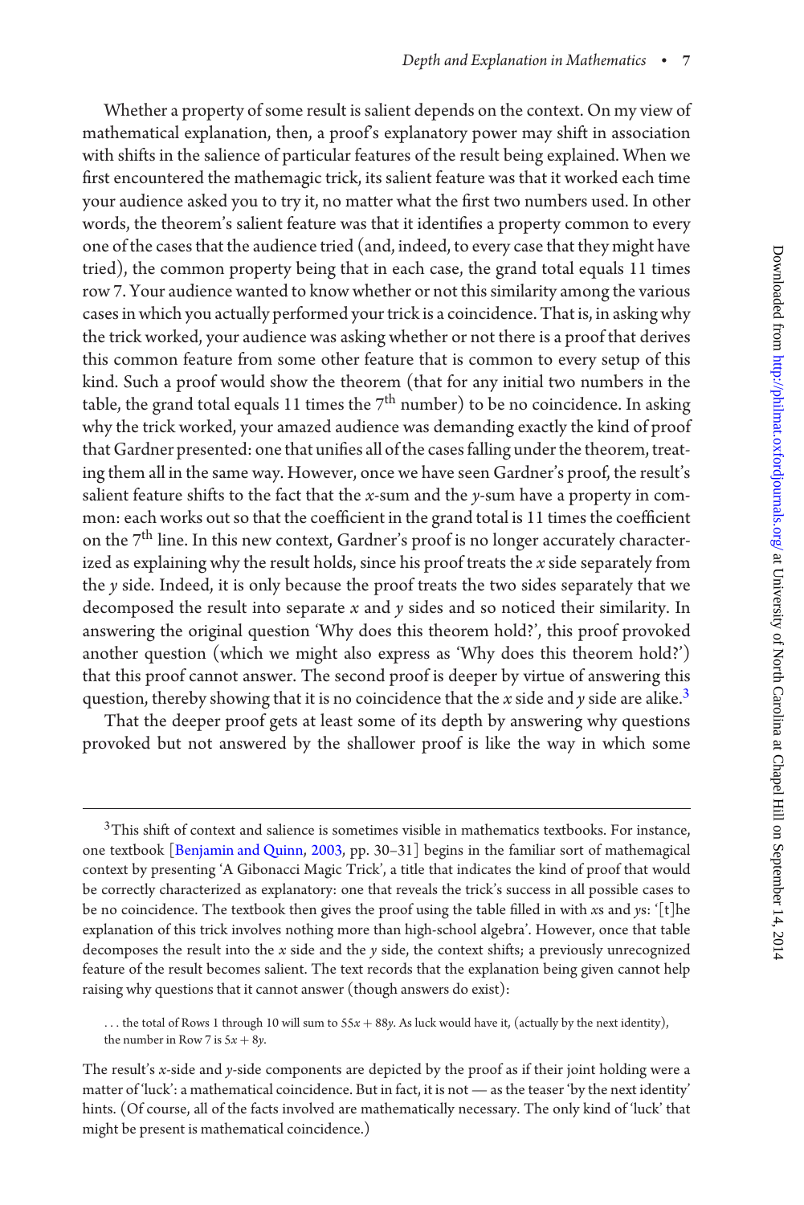Whether a property of some result is salient depends on the context. On my view of mathematical explanation, then, a proof's explanatory power may shift in association with shifts in the salience of particular features of the result being explained. When we first encountered the mathemagic trick, its salient feature was that it worked each time your audience asked you to try it, no matter what the first two numbers used. In other words, the theorem's salient feature was that it identifies a property common to every one of the cases that the audience tried (and, indeed, to every case that they might have tried), the common property being that in each case, the grand total equals 11 times row 7. Your audience wanted to know whether or not this similarity among the various cases in which you actually performed your trick is a coincidence. That is, in asking why the trick worked, your audience was asking whether or not there is a proof that derives this common feature from some other feature that is common to every setup of this kind. Such a proof would show the theorem (that for any initial two numbers in the table, the grand total equals 11 times the 7$^{\text{th}}$ number) to be no coincidence. In asking why the trick worked, your amazed audience was demanding exactly the kind of proof that Gardner presented: one that unifies all of the cases falling under the theorem, treating them all in the same way. However, once we have seen Gardner's proof, the result's salient feature shifts to the fact that the $x$-sum and the $y$-sum have a property in common: each works out so that the coefficient in the grand total is 11 times the coefficient on the 7$^{\text{th}}$ line. In this new context, Gardner's proof is no longer accurately characterized as explaining why the result holds, since his proof treats the $x$ side separately from the $y$ side. Indeed, it is only because the proof treats the two sides separately that we decomposed the result into separate $x$ and $y$ sides and so noticed their similarity. In answering the original question 'Why does this theorem hold?', this proof provoked another question (which we might also express as 'Why does this theorem hold?') that this proof cannot answer. The second proof is deeper by virtue of answering this question, thereby showing that it is no coincidence that the $x$ side and $y$ side are alike.[3]

That the deeper proof gets at least some of its depth by answering why questions provoked but not answered by the shallower proof is like the way in which some

---

[3]This shift of context and salience is sometimes visible in mathematics textbooks. For instance, one textbook [Benjamin and Quinn, 2003, pp. 30–31] begins in the familiar sort of mathemagical context by presenting 'A Gibonacci Magic Trick', a title that indicates the kind of proof that would be correctly characterized as explanatory: one that reveals the trick's success in all possible cases to be no coincidence. The textbook then gives the proof using the table filled in with $x$s and $y$s: '[t]he explanation of this trick involves nothing more than high-school algebra'. However, once that table decomposes the result into the $x$ side and the $y$ side, the context shifts; a previously unrecognized feature of the result becomes salient. The text records that the explanation being given cannot help raising why questions that it cannot answer (though answers do exist):

> ... the total of Rows 1 through 10 will sum to $55x + 88y$. As luck would have it, (actually by the next identity), the number in Row 7 is $5x + 8y$.

The result's $x$-side and $y$-side components are depicted by the proof as if their joint holding were a matter of 'luck': a mathematical coincidence. But in fact, it is not — as the teaser 'by the next identity' hints. (Of course, all of the facts involved are mathematically necessary. The only kind of 'luck' that might be present is mathematical coincidence.)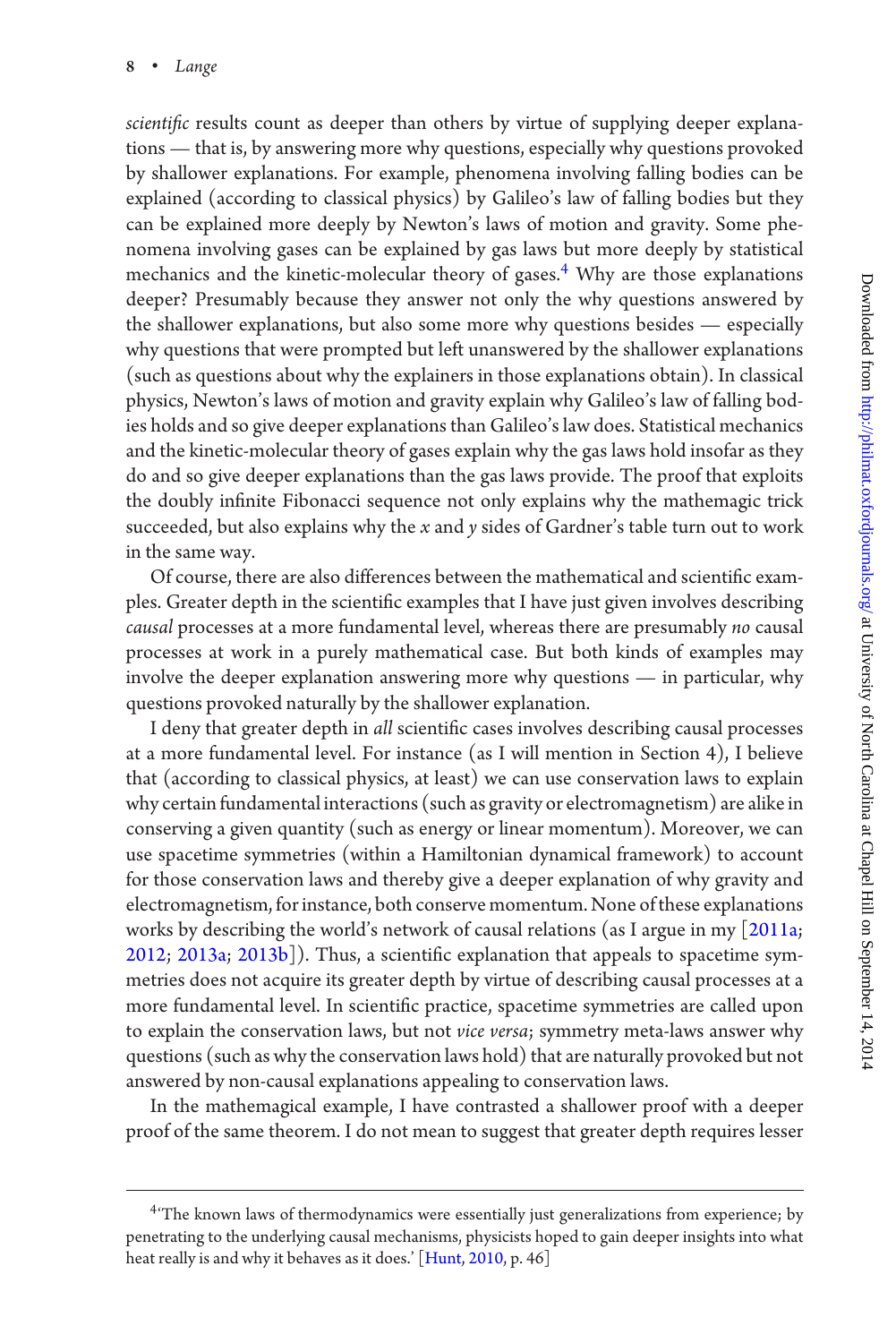*scientific* results count as deeper than others by virtue of supplying deeper explanations — that is, by answering more why questions, especially why questions provoked by shallower explanations. For example, phenomena involving falling bodies can be explained (according to classical physics) by Galileo's law of falling bodies but they can be explained more deeply by Newton's laws of motion and gravity. Some phenomena involving gases can be explained by gas laws but more deeply by statistical mechanics and the kinetic-molecular theory of gases.[4] Why are those explanations deeper? Presumably because they answer not only the why questions answered by the shallower explanations, but also some more why questions besides — especially why questions that were prompted but left unanswered by the shallower explanations (such as questions about why the explainers in those explanations obtain). In classical physics, Newton's laws of motion and gravity explain why Galileo's law of falling bodies holds and so give deeper explanations than Galileo's law does. Statistical mechanics and the kinetic-molecular theory of gases explain why the gas laws hold insofar as they do and so give deeper explanations than the gas laws provide. The proof that exploits the doubly infinite Fibonacci sequence not only explains why the mathemagic trick succeeded, but also explains why the $x$ and $y$ sides of Gardner's table turn out to work in the same way.

Of course, there are also differences between the mathematical and scientific examples. Greater depth in the scientific examples that I have just given involves describing *causal* processes at a more fundamental level, whereas there are presumably *no* causal processes at work in a purely mathematical case. But both kinds of examples may involve the deeper explanation answering more why questions — in particular, why questions provoked naturally by the shallower explanation.

I deny that greater depth in *all* scientific cases involves describing causal processes at a more fundamental level. For instance (as I will mention in Section 4), I believe that (according to classical physics, at least) we can use conservation laws to explain why certain fundamental interactions (such as gravity or electromagnetism) are alike in conserving a given quantity (such as energy or linear momentum). Moreover, we can use spacetime symmetries (within a Hamiltonian dynamical framework) to account for those conservation laws and thereby give a deeper explanation of why gravity and electromagnetism, for instance, both conserve momentum. None of these explanations works by describing the world's network of causal relations (as I argue in my [2011a; 2012; 2013a; 2013b]). Thus, a scientific explanation that appeals to spacetime symmetries does not acquire its greater depth by virtue of describing causal processes at a more fundamental level. In scientific practice, spacetime symmetries are called upon to explain the conservation laws, but not *vice versa*; symmetry meta-laws answer why questions (such as why the conservation laws hold) that are naturally provoked but not answered by non-causal explanations appealing to conservation laws.

In the mathemagical example, I have contrasted a shallower proof with a deeper proof of the same theorem. I do not mean to suggest that greater depth requires lesser

---

[4] 'The known laws of thermodynamics were essentially just generalizations from experience; by penetrating to the underlying causal mechanisms, physicists hoped to gain deeper insights into what heat really is and why it behaves as it does.' [Hunt, 2010, p. 46]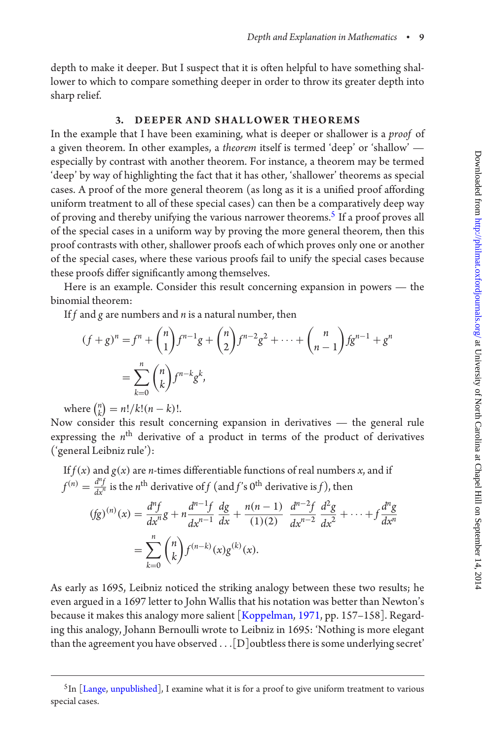depth to make it deeper. But I suspect that it is often helpful to have something shallower to which to compare something deeper in order to throw its greater depth into sharp relief.

## 3. DEEPER AND SHALLOWER THEOREMS

In the example that I have been examining, what is deeper or shallower is a *proof* of a given theorem. In other examples, a *theorem* itself is termed 'deep' or 'shallow' — especially by contrast with another theorem. For instance, a theorem may be termed 'deep' by way of highlighting the fact that it has other, 'shallower' theorems as special cases. A proof of the more general theorem (as long as it is a unified proof affording uniform treatment to all of these special cases) can then be a comparatively deep way of proving and thereby unifying the various narrower theorems.[5] If a proof proves all of the special cases in a uniform way by proving the more general theorem, then this proof contrasts with other, shallower proofs each of which proves only one or another of the special cases, where these various proofs fail to unify the special cases because these proofs differ significantly among themselves.

Here is an example. Consider this result concerning expansion in powers — the binomial theorem:

If $f$ and $g$ are numbers and $n$ is a natural number, then

$$(f+g)^n = f^n + \binom{n}{1} f^{n-1}g + \binom{n}{2} f^{n-2}g^2 + \cdots + \binom{n}{n-1} fg^{n-1} + g^n$$
$$= \sum_{k=0}^{n} \binom{n}{k} f^{n-k}g^k,$$

where $\binom{n}{k} = n!/k!(n-k)!$.

Now consider this result concerning expansion in derivatives — the general rule expressing the $n^{\text{th}}$ derivative of a product in terms of the product of derivatives ('general Leibniz rule'):

If $f(x)$ and $g(x)$ are $n$-times differentiable functions of real numbers $x$, and if $f^{(n)} = \frac{d^n f}{dx^n}$ is the $n^{\text{th}}$ derivative of $f$ (and $f$'s $0^{\text{th}}$ derivative is $f$), then

$$(fg)^{(n)}(x) = \frac{d^n f}{dx^n} g + n \frac{d^{n-1} f}{dx^{n-1}} \frac{dg}{dx} + \frac{n(n-1)}{(1)(2)} \frac{d^{n-2} f}{dx^{n-2}} \frac{d^2 g}{dx^2} + \cdots + f \frac{d^n g}{dx^n}$$
$$= \sum_{k=0}^{n} \binom{n}{k} f^{(n-k)}(x) g^{(k)}(x).$$

As early as 1695, Leibniz noticed the striking analogy between these two results; he even argued in a 1697 letter to John Wallis that his notation was better than Newton's because it makes this analogy more salient [Koppelman, 1971, pp. 157–158]. Regarding this analogy, Johann Bernoulli wrote to Leibniz in 1695: 'Nothing is more elegant than the agreement you have observed . . . [D]oubtless there is some underlying secret'

[5] In [Lange, unpublished], I examine what it is for a proof to give uniform treatment to various special cases.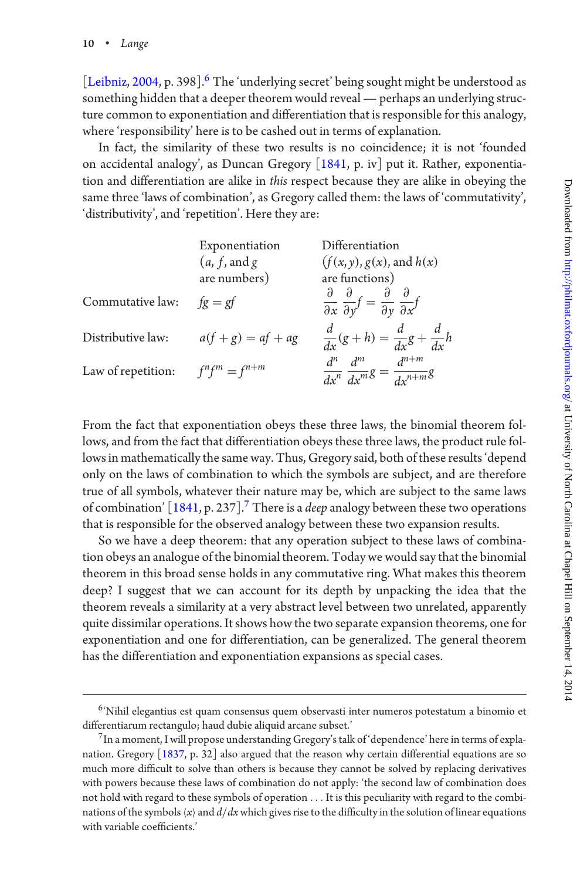[Leibniz, 2004, p. 398].[6] The 'underlying secret' being sought might be understood as something hidden that a deeper theorem would reveal — perhaps an underlying structure common to exponentiation and differentiation that is responsible for this analogy, where 'responsibility' here is to be cashed out in terms of explanation.

In fact, the similarity of these two results is no coincidence; it is not 'founded on accidental analogy', as Duncan Gregory [1841, p. iv] put it. Rather, exponentiation and differentiation are alike in *this* respect because they are alike in obeying the same three 'laws of combination', as Gregory called them: the laws of 'commutativity', 'distributivity', and 'repetition'. Here they are:

| | Exponentiation ($a$, $f$, and $g$ are numbers) | Differentiation ($f(x, y)$, $g(x)$, and $h(x)$ are functions) |
|---|---|---|
| Commutative law: | $fg = gf$ | $\frac{\partial}{\partial x}\frac{\partial}{\partial y}f = \frac{\partial}{\partial y}\frac{\partial}{\partial x}f$ |
| Distributive law: | $a(f + g) = af + ag$ | $\frac{d}{dx}(g + h) = \frac{d}{dx}g + \frac{d}{dx}h$ |
| Law of repetition: | $f^n f^m = f^{n+m}$ | $\frac{d^n}{dx^n}\frac{d^m}{dx^m}g = \frac{d^{n+m}}{dx^{n+m}}g$ |

From the fact that exponentiation obeys these three laws, the binomial theorem follows, and from the fact that differentiation obeys these three laws, the product rule follows in mathematically the same way. Thus, Gregory said, both of these results 'depend only on the laws of combination to which the symbols are subject, and are therefore true of all symbols, whatever their nature may be, which are subject to the same laws of combination' [1841, p. 237].[7] There is a *deep* analogy between these two operations that is responsible for the observed analogy between these two expansion results.

So we have a deep theorem: that any operation subject to these laws of combination obeys an analogue of the binomial theorem. Today we would say that the binomial theorem in this broad sense holds in any commutative ring. What makes this theorem deep? I suggest that we can account for its depth by unpacking the idea that the theorem reveals a similarity at a very abstract level between two unrelated, apparently quite dissimilar operations. It shows how the two separate expansion theorems, one for exponentiation and one for differentiation, can be generalized. The general theorem has the differentiation and exponentiation expansions as special cases.

---

[6] 'Nihil elegantius est quam consensus quem observasti inter numeros potestatum a binomio et differentiarum rectangulo; haud dubie aliquid arcane subset.'

[7] In a moment, I will propose understanding Gregory's talk of 'dependence' here in terms of explanation. Gregory [1837, p. 32] also argued that the reason why certain differential equations are so much more difficult to solve than others is because they cannot be solved by replacing derivatives with powers because these laws of combination do not apply: 'the second law of combination does not hold with regard to these symbols of operation . . . It is this peculiarity with regard to the combinations of the symbols $\langle x \rangle$ and $d/dx$ which gives rise to the difficulty in the solution of linear equations with variable coefficients.'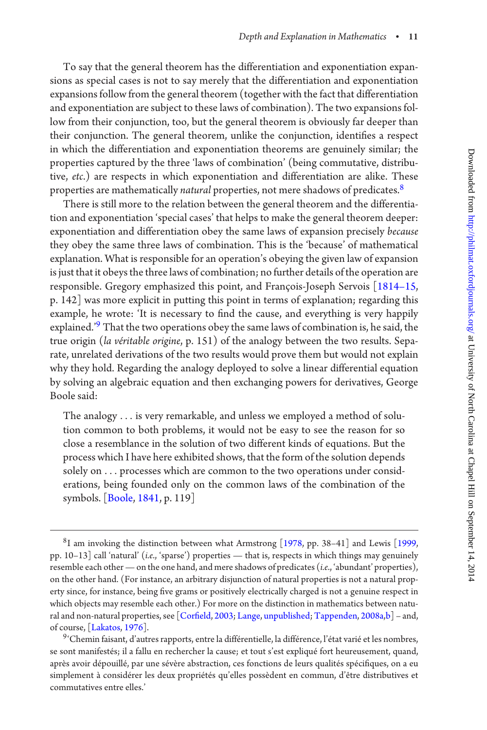To say that the general theorem has the differentiation and exponentiation expansions as special cases is not to say merely that the differentiation and exponentiation expansions follow from the general theorem (together with the fact that differentiation and exponentiation are subject to these laws of combination). The two expansions follow from their conjunction, too, but the general theorem is obviously far deeper than their conjunction. The general theorem, unlike the conjunction, identifies a respect in which the differentiation and exponentiation theorems are genuinely similar; the properties captured by the three 'laws of combination' (being commutative, distributive, *etc.*) are respects in which exponentiation and differentiation are alike. These properties are mathematically *natural* properties, not mere shadows of predicates.[8]

There is still more to the relation between the general theorem and the differentiation and exponentiation 'special cases' that helps to make the general theorem deeper: exponentiation and differentiation obey the same laws of expansion precisely *because* they obey the same three laws of combination. This is the 'because' of mathematical explanation. What is responsible for an operation's obeying the given law of expansion is just that it obeys the three laws of combination; no further details of the operation are responsible. Gregory emphasized this point, and François-Joseph Servois [1814–15, p. 142] was more explicit in putting this point in terms of explanation; regarding this example, he wrote: 'It is necessary to find the cause, and everything is very happily explained.'[9] That the two operations obey the same laws of combination is, he said, the true origin (*la véritable origine*, p. 151) of the analogy between the two results. Separate, unrelated derivations of the two results would prove them but would not explain why they hold. Regarding the analogy deployed to solve a linear differential equation by solving an algebraic equation and then exchanging powers for derivatives, George Boole said:

> The analogy . . . is very remarkable, and unless we employed a method of solution common to both problems, it would not be easy to see the reason for so close a resemblance in the solution of two different kinds of equations. But the process which I have here exhibited shows, that the form of the solution depends solely on . . . processes which are common to the two operations under considerations, being founded only on the common laws of the combination of the symbols. [Boole, 1841, p. 119]

---

[8] I am invoking the distinction between what Armstrong [1978, pp. 38–41] and Lewis [1999, pp. 10–13] call 'natural' (*i.e.*, 'sparse') properties — that is, respects in which things may genuinely resemble each other — on the one hand, and mere shadows of predicates (*i.e.*, 'abundant' properties), on the other hand. (For instance, an arbitrary disjunction of natural properties is not a natural property since, for instance, being five grams or positively electrically charged is not a genuine respect in which objects may resemble each other.) For more on the distinction in mathematics between natural and non-natural properties, see [Corfield, 2003; Lange, unpublished; Tappenden, 2008a,b] – and, of course, [Lakatos, 1976].

[9] 'Chemin faisant, d'autres rapports, entre la différentielle, la différence, l'état varié et les nombres, se sont manifestés; il a fallu en rechercher la cause; et tout s'est expliqué fort heureusement, quand, après avoir dépouillé, par une sévère abstraction, ces fonctions de leurs qualités spécifiques, on a eu simplement à considérer les deux propriétés qu'elles possèdent en commun, d'être distributives et commutatives entre elles.'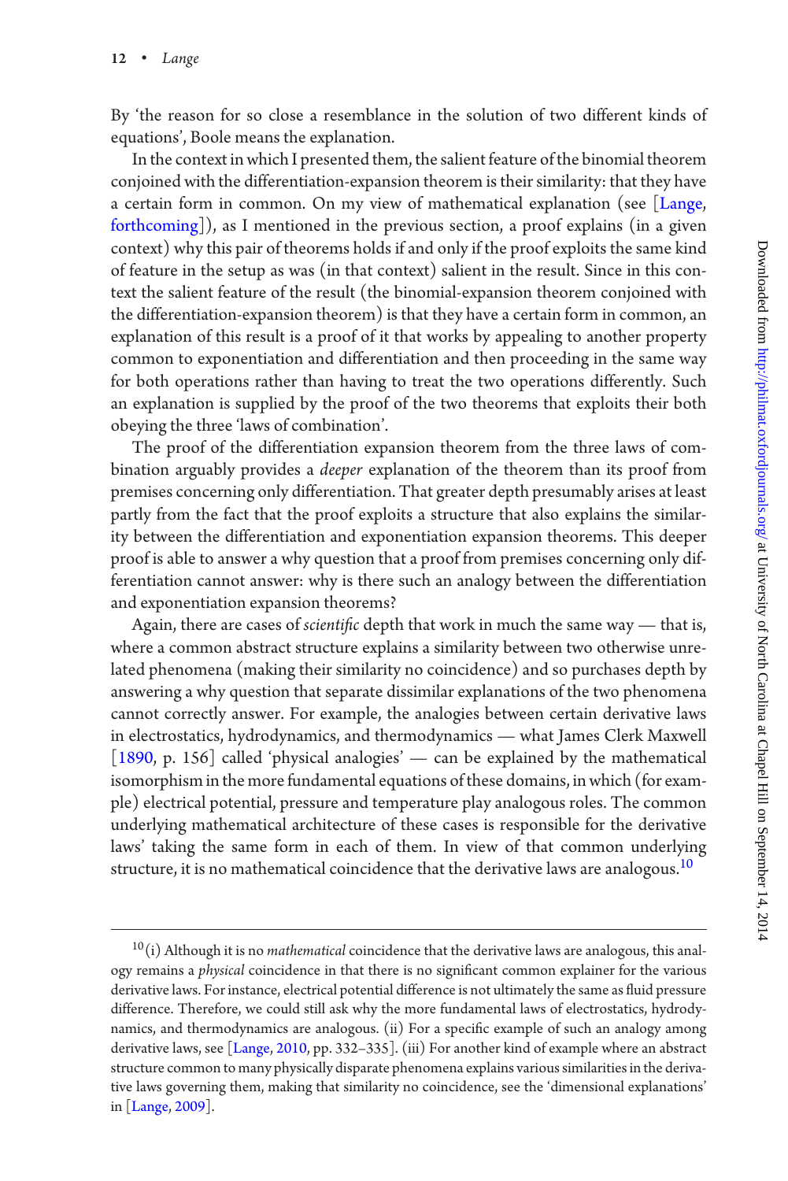By 'the reason for so close a resemblance in the solution of two different kinds of equations', Boole means the explanation.

In the context in which I presented them, the salient feature of the binomial theorem conjoined with the differentiation-expansion theorem is their similarity: that they have a certain form in common. On my view of mathematical explanation (see [Lange, forthcoming]), as I mentioned in the previous section, a proof explains (in a given context) why this pair of theorems holds if and only if the proof exploits the same kind of feature in the setup as was (in that context) salient in the result. Since in this context the salient feature of the result (the binomial-expansion theorem conjoined with the differentiation-expansion theorem) is that they have a certain form in common, an explanation of this result is a proof of it that works by appealing to another property common to exponentiation and differentiation and then proceeding in the same way for both operations rather than having to treat the two operations differently. Such an explanation is supplied by the proof of the two theorems that exploits their both obeying the three 'laws of combination'.

The proof of the differentiation expansion theorem from the three laws of combination arguably provides a *deeper* explanation of the theorem than its proof from premises concerning only differentiation. That greater depth presumably arises at least partly from the fact that the proof exploits a structure that also explains the similarity between the differentiation and exponentiation expansion theorems. This deeper proof is able to answer a why question that a proof from premises concerning only differentiation cannot answer: why is there such an analogy between the differentiation and exponentiation expansion theorems?

Again, there are cases of *scientific* depth that work in much the same way — that is, where a common abstract structure explains a similarity between two otherwise unrelated phenomena (making their similarity no coincidence) and so purchases depth by answering a why question that separate dissimilar explanations of the two phenomena cannot correctly answer. For example, the analogies between certain derivative laws in electrostatics, hydrodynamics, and thermodynamics — what James Clerk Maxwell [1890, p. 156] called 'physical analogies' — can be explained by the mathematical isomorphism in the more fundamental equations of these domains, in which (for example) electrical potential, pressure and temperature play analogous roles. The common underlying mathematical architecture of these cases is responsible for the derivative laws' taking the same form in each of them. In view of that common underlying structure, it is no mathematical coincidence that the derivative laws are analogous.[10]

[10] (i) Although it is no *mathematical* coincidence that the derivative laws are analogous, this analogy remains a *physical* coincidence in that there is no significant common explainer for the various derivative laws. For instance, electrical potential difference is not ultimately the same as fluid pressure difference. Therefore, we could still ask why the more fundamental laws of electrostatics, hydrodynamics, and thermodynamics are analogous. (ii) For a specific example of such an analogy among derivative laws, see [Lange, 2010, pp. 332–335]. (iii) For another kind of example where an abstract structure common to many physically disparate phenomena explains various similarities in the derivative laws governing them, making that similarity no coincidence, see the 'dimensional explanations' in [Lange, 2009].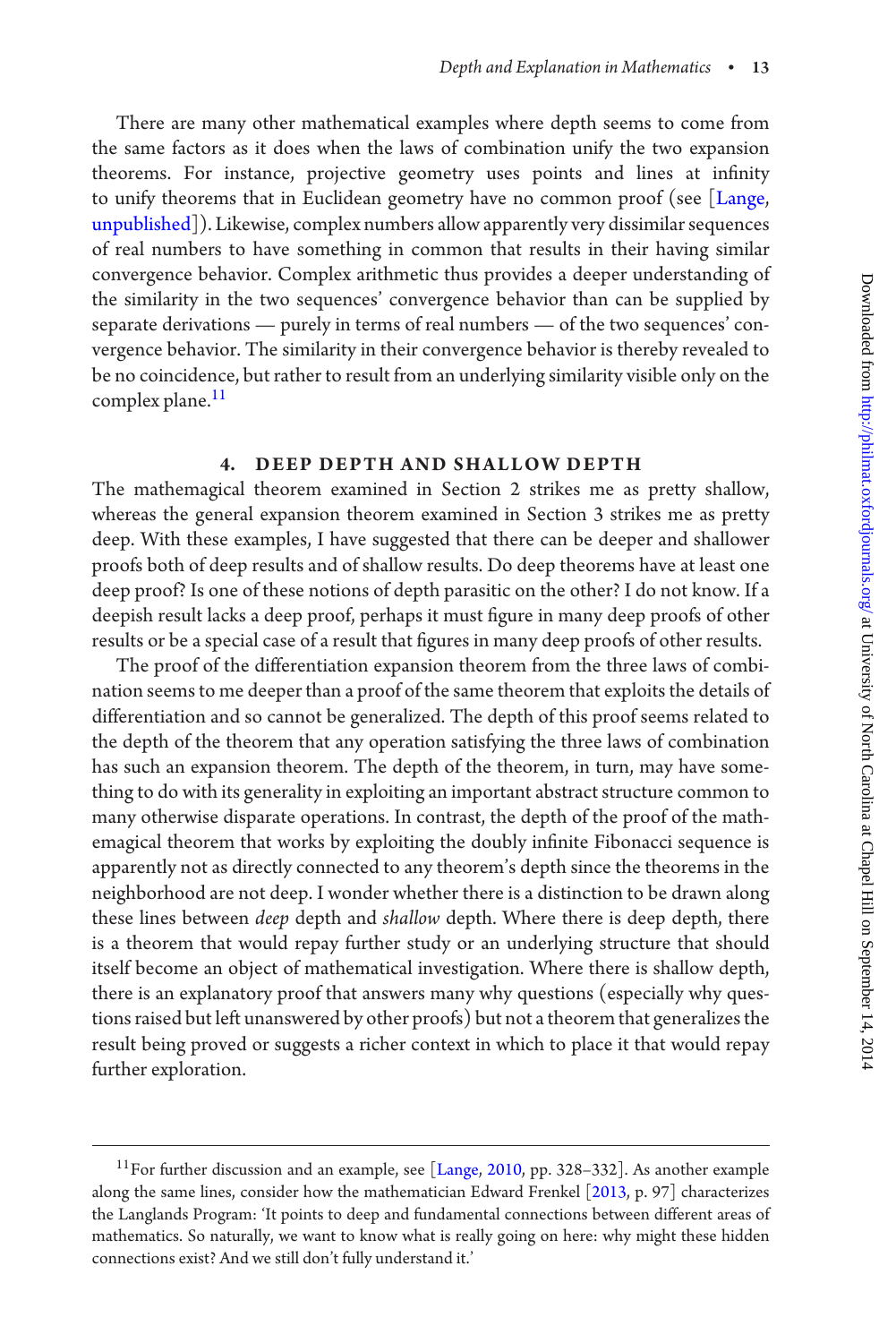There are many other mathematical examples where depth seems to come from the same factors as it does when the laws of combination unify the two expansion theorems. For instance, projective geometry uses points and lines at infinity to unify theorems that in Euclidean geometry have no common proof (see [Lange, unpublished]). Likewise, complex numbers allow apparently very dissimilar sequences of real numbers to have something in common that results in their having similar convergence behavior. Complex arithmetic thus provides a deeper understanding of the similarity in the two sequences' convergence behavior than can be supplied by separate derivations — purely in terms of real numbers — of the two sequences' convergence behavior. The similarity in their convergence behavior is thereby revealed to be no coincidence, but rather to result from an underlying similarity visible only on the complex plane.[11]

## 4. DEEP DEPTH AND SHALLOW DEPTH

The mathemagical theorem examined in Section 2 strikes me as pretty shallow, whereas the general expansion theorem examined in Section 3 strikes me as pretty deep. With these examples, I have suggested that there can be deeper and shallower proofs both of deep results and of shallow results. Do deep theorems have at least one deep proof? Is one of these notions of depth parasitic on the other? I do not know. If a deepish result lacks a deep proof, perhaps it must figure in many deep proofs of other results or be a special case of a result that figures in many deep proofs of other results.

The proof of the differentiation expansion theorem from the three laws of combination seems to me deeper than a proof of the same theorem that exploits the details of differentiation and so cannot be generalized. The depth of this proof seems related to the depth of the theorem that any operation satisfying the three laws of combination has such an expansion theorem. The depth of the theorem, in turn, may have something to do with its generality in exploiting an important abstract structure common to many otherwise disparate operations. In contrast, the depth of the proof of the mathemagical theorem that works by exploiting the doubly infinite Fibonacci sequence is apparently not as directly connected to any theorem's depth since the theorems in the neighborhood are not deep. I wonder whether there is a distinction to be drawn along these lines between *deep* depth and *shallow* depth. Where there is deep depth, there is a theorem that would repay further study or an underlying structure that should itself become an object of mathematical investigation. Where there is shallow depth, there is an explanatory proof that answers many why questions (especially why questions raised but left unanswered by other proofs) but not a theorem that generalizes the result being proved or suggests a richer context in which to place it that would repay further exploration.

---

[11] For further discussion and an example, see [Lange, 2010, pp. 328–332]. As another example along the same lines, consider how the mathematician Edward Frenkel [2013, p. 97] characterizes the Langlands Program: 'It points to deep and fundamental connections between different areas of mathematics. So naturally, we want to know what is really going on here: why might these hidden connections exist? And we still don't fully understand it.'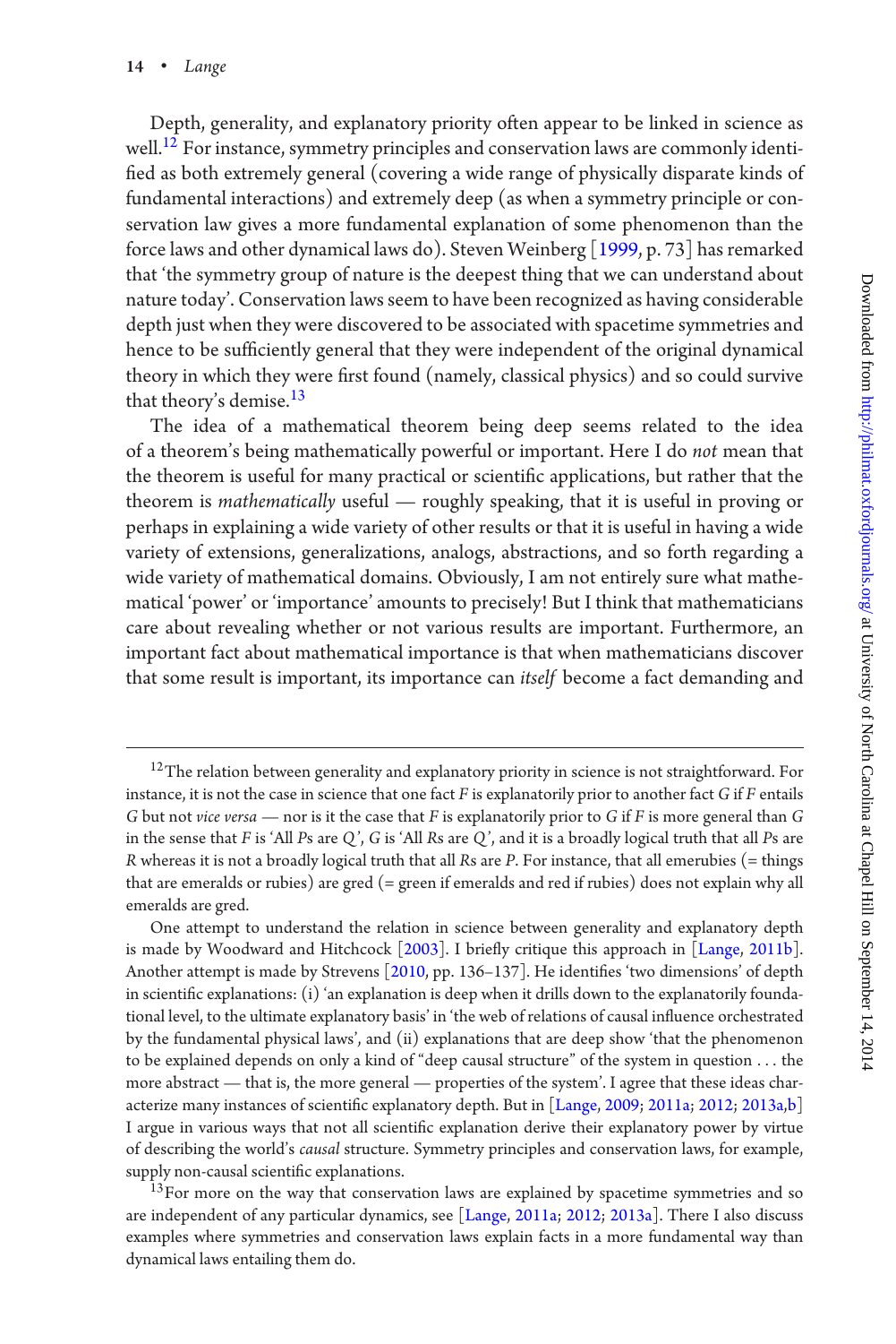Depth, generality, and explanatory priority often appear to be linked in science as well.[12] For instance, symmetry principles and conservation laws are commonly identified as both extremely general (covering a wide range of physically disparate kinds of fundamental interactions) and extremely deep (as when a symmetry principle or conservation law gives a more fundamental explanation of some phenomenon than the force laws and other dynamical laws do). Steven Weinberg [1999, p. 73] has remarked that 'the symmetry group of nature is the deepest thing that we can understand about nature today'. Conservation laws seem to have been recognized as having considerable depth just when they were discovered to be associated with spacetime symmetries and hence to be sufficiently general that they were independent of the original dynamical theory in which they were first found (namely, classical physics) and so could survive that theory's demise.[13]

The idea of a mathematical theorem being deep seems related to the idea of a theorem's being mathematically powerful or important. Here I do *not* mean that the theorem is useful for many practical or scientific applications, but rather that the theorem is *mathematically* useful — roughly speaking, that it is useful in proving or perhaps in explaining a wide variety of other results or that it is useful in having a wide variety of extensions, generalizations, analogs, abstractions, and so forth regarding a wide variety of mathematical domains. Obviously, I am not entirely sure what mathematical 'power' or 'importance' amounts to precisely! But I think that mathematicians care about revealing whether or not various results are important. Furthermore, an important fact about mathematical importance is that when mathematicians discover that some result is important, its importance can *itself* become a fact demanding and

---

[12] The relation between generality and explanatory priority in science is not straightforward. For instance, it is not the case in science that one fact $F$ is explanatorily prior to another fact $G$ if $F$ entails $G$ but not *vice versa* — nor is it the case that $F$ is explanatorily prior to $G$ if $F$ is more general than $G$ in the sense that $F$ is 'All $P$s are $Q$', $G$ is 'All $R$s are $Q$', and it is a broadly logical truth that all $P$s are $R$ whereas it is not a broadly logical truth that all $R$s are $P$. For instance, that all emerubies (= things that are emeralds or rubies) are gred (= green if emeralds and red if rubies) does not explain why all emeralds are gred.

One attempt to understand the relation in science between generality and explanatory depth is made by Woodward and Hitchcock [2003]. I briefly critique this approach in [Lange, 2011b]. Another attempt is made by Strevens [2010, pp. 136–137]. He identifies 'two dimensions' of depth in scientific explanations: (i) 'an explanation is deep when it drills down to the explanatorily foundational level, to the ultimate explanatory basis' in 'the web of relations of causal influence orchestrated by the fundamental physical laws', and (ii) explanations that are deep show 'that the phenomenon to be explained depends on only a kind of "deep causal structure" of the system in question . . . the more abstract — that is, the more general — properties of the system'. I agree that these ideas characterize many instances of scientific explanatory depth. But in [Lange, 2009; 2011a; 2012; 2013a,b] I argue in various ways that not all scientific explanation derive their explanatory power by virtue of describing the world's *causal* structure. Symmetry principles and conservation laws, for example, supply non-causal scientific explanations.

[13] For more on the way that conservation laws are explained by spacetime symmetries and so are independent of any particular dynamics, see [Lange, 2011a; 2012; 2013a]. There I also discuss examples where symmetries and conservation laws explain facts in a more fundamental way than dynamical laws entailing them do.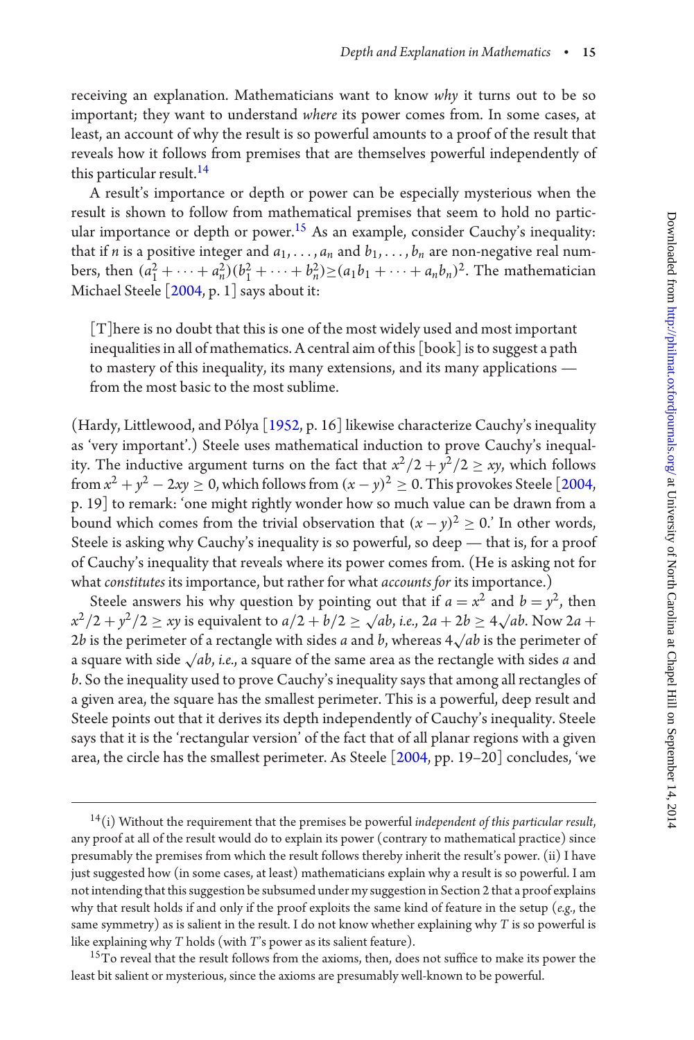receiving an explanation. Mathematicians want to know *why* it turns out to be so important; they want to understand *where* its power comes from. In some cases, at least, an account of why the result is so powerful amounts to a proof of the result that reveals how it follows from premises that are themselves powerful independently of this particular result.[14]

A result's importance or depth or power can be especially mysterious when the result is shown to follow from mathematical premises that seem to hold no particular importance or depth or power.[15] As an example, consider Cauchy's inequality: that if $n$ is a positive integer and $a_1, \ldots, a_n$ and $b_1, \ldots, b_n$ are non-negative real numbers, then $(a_1^2 + \cdots + a_n^2)(b_1^2 + \cdots + b_n^2) \geq (a_1 b_1 + \cdots + a_n b_n)^2$. The mathematician Michael Steele [2004, p. 1] says about it:

> [T]here is no doubt that this is one of the most widely used and most important inequalities in all of mathematics. A central aim of this [book] is to suggest a path to mastery of this inequality, its many extensions, and its many applications — from the most basic to the most sublime.

(Hardy, Littlewood, and Pólya [1952, p. 16] likewise characterize Cauchy's inequality as 'very important'.) Steele uses mathematical induction to prove Cauchy's inequality. The inductive argument turns on the fact that $x^2/2 + y^2/2 \geq xy$, which follows from $x^2 + y^2 - 2xy \geq 0$, which follows from $(x - y)^2 \geq 0$. This provokes Steele [2004, p. 19] to remark: 'one might rightly wonder how so much value can be drawn from a bound which comes from the trivial observation that $(x - y)^2 \geq 0$.' In other words, Steele is asking why Cauchy's inequality is so powerful, so deep — that is, for a proof of Cauchy's inequality that reveals where its power comes from. (He is asking not for what *constitutes* its importance, but rather for what *accounts for* its importance.)

Steele answers his why question by pointing out that if $a = x^2$ and $b = y^2$, then $x^2/2 + y^2/2 \geq xy$ is equivalent to $a/2 + b/2 \geq \sqrt{ab}$, *i.e.*, $2a + 2b \geq 4\sqrt{ab}$. Now $2a + 2b$ is the perimeter of a rectangle with sides $a$ and $b$, whereas $4\sqrt{ab}$ is the perimeter of a square with side $\sqrt{ab}$, *i.e.*, a square of the same area as the rectangle with sides $a$ and $b$. So the inequality used to prove Cauchy's inequality says that among all rectangles of a given area, the square has the smallest perimeter. This is a powerful, deep result and Steele points out that it derives its depth independently of Cauchy's inequality. Steele says that it is the 'rectangular version' of the fact that of all planar regions with a given area, the circle has the smallest perimeter. As Steele [2004, pp. 19–20] concludes, 'we

---

[14] (i) Without the requirement that the premises be powerful *independent of this particular result*, any proof at all of the result would do to explain its power (contrary to mathematical practice) since presumably the premises from which the result follows thereby inherit the result's power. (ii) I have just suggested how (in some cases, at least) mathematicians explain why a result is so powerful. I am not intending that this suggestion be subsumed under my suggestion in Section 2 that a proof explains why that result holds if and only if the proof exploits the same kind of feature in the setup (*e.g.*, the same symmetry) as is salient in the result. I do not know whether explaining why $T$ is so powerful is like explaining why $T$ holds (with $T$'s power as its salient feature).

[15] To reveal that the result follows from the axioms, then, does not suffice to make its power the least bit salient or mysterious, since the axioms are presumably well-known to be powerful.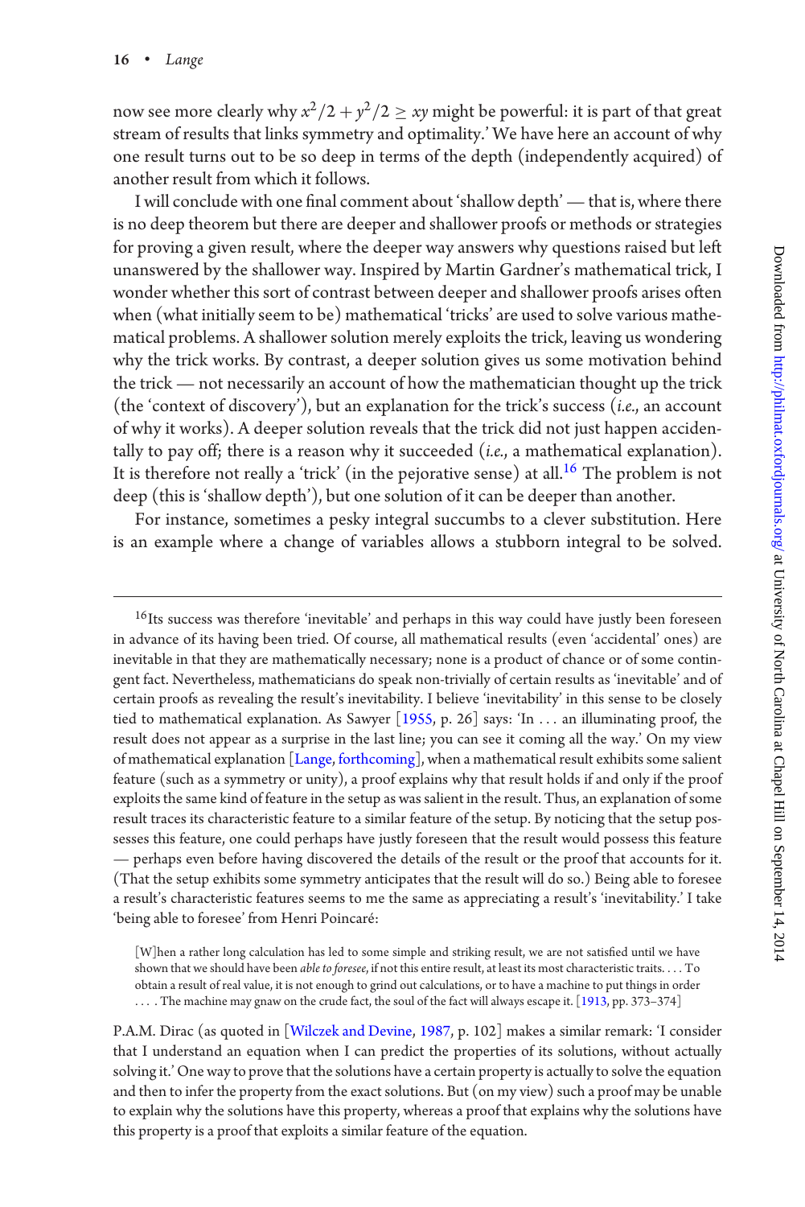now see more clearly why $x^2/2 + y^2/2 \geq xy$ might be powerful: it is part of that great stream of results that links symmetry and optimality.' We have here an account of why one result turns out to be so deep in terms of the depth (independently acquired) of another result from which it follows.

I will conclude with one final comment about 'shallow depth' — that is, where there is no deep theorem but there are deeper and shallower proofs or methods or strategies for proving a given result, where the deeper way answers why questions raised but left unanswered by the shallower way. Inspired by Martin Gardner's mathematical trick, I wonder whether this sort of contrast between deeper and shallower proofs arises often when (what initially seem to be) mathematical 'tricks' are used to solve various mathematical problems. A shallower solution merely exploits the trick, leaving us wondering why the trick works. By contrast, a deeper solution gives us some motivation behind the trick — not necessarily an account of how the mathematician thought up the trick (the 'context of discovery'), but an explanation for the trick's success (*i.e.*, an account of why it works). A deeper solution reveals that the trick did not just happen accidentally to pay off; there is a reason why it succeeded (*i.e.*, a mathematical explanation). It is therefore not really a 'trick' (in the pejorative sense) at all.[16] The problem is not deep (this is 'shallow depth'), but one solution of it can be deeper than another.

For instance, sometimes a pesky integral succumbs to a clever substitution. Here is an example where a change of variables allows a stubborn integral to be solved.

---

[16] Its success was therefore 'inevitable' and perhaps in this way could have justly been foreseen in advance of its having been tried. Of course, all mathematical results (even 'accidental' ones) are inevitable in that they are mathematically necessary; none is a product of chance or of some contingent fact. Nevertheless, mathematicians do speak non-trivially of certain results as 'inevitable' and of certain proofs as revealing the result's inevitability. I believe 'inevitability' in this sense to be closely tied to mathematical explanation. As Sawyer [1955, p. 26] says: 'In ... an illuminating proof, the result does not appear as a surprise in the last line; you can see it coming all the way.' On my view of mathematical explanation [Lange, forthcoming], when a mathematical result exhibits some salient feature (such as a symmetry or unity), a proof explains why that result holds if and only if the proof exploits the same kind of feature in the setup as was salient in the result. Thus, an explanation of some result traces its characteristic feature to a similar feature of the setup. By noticing that the setup possesses this feature, one could perhaps have justly foreseen that the result would possess this feature — perhaps even before having discovered the details of the result or the proof that accounts for it. (That the setup exhibits some symmetry anticipates that the result will do so.) Being able to foresee a result's characteristic features seems to me the same as appreciating a result's 'inevitability.' I take 'being able to foresee' from Henri Poincaré:

> [W]hen a rather long calculation has led to some simple and striking result, we are not satisfied until we have shown that we should have been *able to foresee*, if not this entire result, at least its most characteristic traits. ... To obtain a result of real value, it is not enough to grind out calculations, or to have a machine to put things in order ... . The machine may gnaw on the crude fact, the soul of the fact will always escape it. [1913, pp. 373–374]

P.A.M. Dirac (as quoted in [Wilczek and Devine, 1987, p. 102] makes a similar remark: 'I consider that I understand an equation when I can predict the properties of its solutions, without actually solving it.' One way to prove that the solutions have a certain property is actually to solve the equation and then to infer the property from the exact solutions. But (on my view) such a proof may be unable to explain why the solutions have this property, whereas a proof that explains why the solutions have this property is a proof that exploits a similar feature of the equation.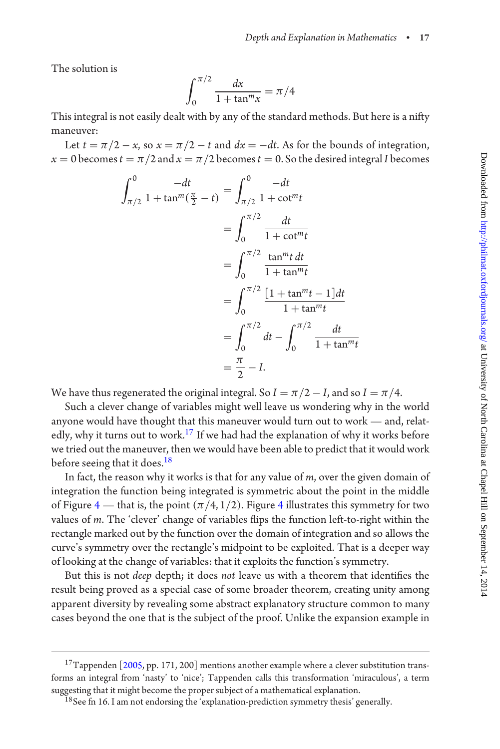The solution is

$$\int_0^{\pi/2} \frac{dx}{1+\tan^m x} = \pi/4$$

This integral is not easily dealt with by any of the standard methods. But here is a nifty maneuver:

Let $t = \pi/2 - x$, so $x = \pi/2 - t$ and $dx = -dt$. As for the bounds of integration, $x = 0$ becomes $t = \pi/2$ and $x = \pi/2$ becomes $t = 0$. So the desired integral $I$ becomes

$$\begin{aligned}
\int_{\pi/2}^{0} \frac{-dt}{1+\tan^m(\frac{\pi}{2}-t)} &= \int_{\pi/2}^{0} \frac{-dt}{1+\cot^m t} \\
&= \int_0^{\pi/2} \frac{dt}{1+\cot^m t} \\
&= \int_0^{\pi/2} \frac{\tan^m t \, dt}{1+\tan^m t} \\
&= \int_0^{\pi/2} \frac{[1+\tan^m t - 1]dt}{1+\tan^m t} \\
&= \int_0^{\pi/2} dt - \int_0^{\pi/2} \frac{dt}{1+\tan^m t} \\
&= \frac{\pi}{2} - I.
\end{aligned}$$

We have thus regenerated the original integral. So $I = \pi/2 - I$, and so $I = \pi/4$.

Such a clever change of variables might well leave us wondering why in the world anyone would have thought that this maneuver would turn out to work — and, relatedly, why it turns out to work.[17] If we had had the explanation of why it works before we tried out the maneuver, then we would have been able to predict that it would work before seeing that it does.[18]

In fact, the reason why it works is that for any value of $m$, over the given domain of integration the function being integrated is symmetric about the point in the middle of Figure 4 — that is, the point $(\pi/4, 1/2)$. Figure 4 illustrates this symmetry for two values of $m$. The 'clever' change of variables flips the function left-to-right within the rectangle marked out by the function over the domain of integration and so allows the curve's symmetry over the rectangle's midpoint to be exploited. That is a deeper way of looking at the change of variables: that it exploits the function's symmetry.

But this is not *deep* depth; it does *not* leave us with a theorem that identifies the result being proved as a special case of some broader theorem, creating unity among apparent diversity by revealing some abstract explanatory structure common to many cases beyond the one that is the subject of the proof. Unlike the expansion example in

---

[17] Tappenden [2005, pp. 171, 200] mentions another example where a clever substitution transforms an integral from 'nasty' to 'nice'; Tappenden calls this transformation 'miraculous', a term suggesting that it might become the proper subject of a mathematical explanation.

[18] See fn 16. I am not endorsing the 'explanation-prediction symmetry thesis' generally.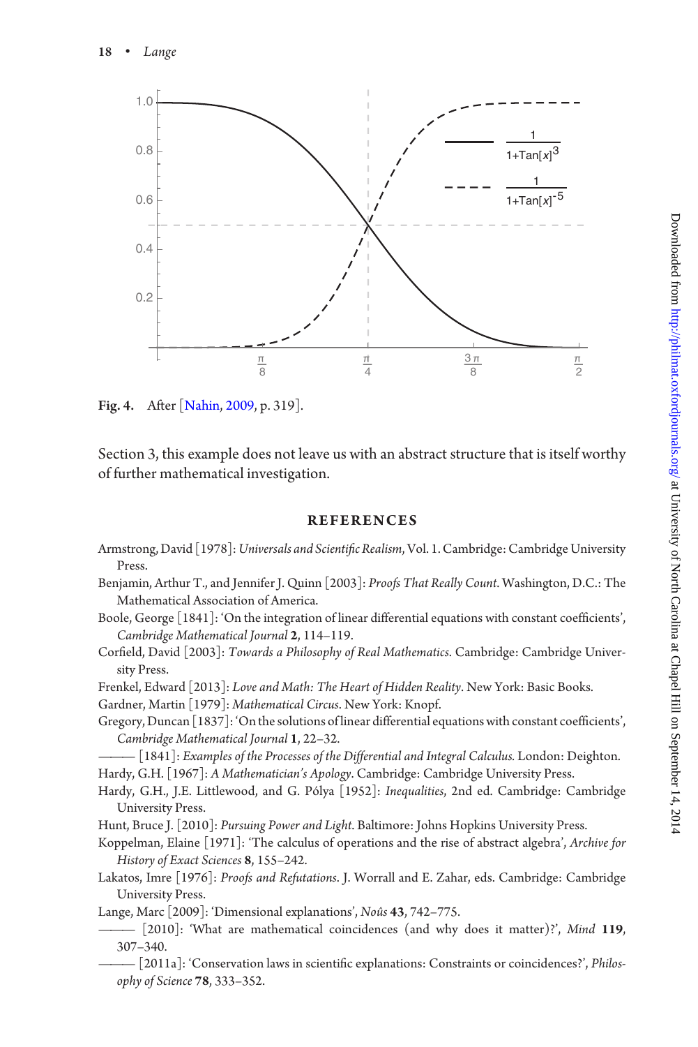Fig. 4. After [Nahin, 2009, p. 319].

Section 3, this example does not leave us with an abstract structure that is itself worthy of further mathematical investigation.

## REFERENCES

Armstrong, David [1978]: *Universals and Scientific Realism*, Vol. 1. Cambridge: Cambridge University Press.

Benjamin, Arthur T., and Jennifer J. Quinn [2003]: *Proofs That Really Count*. Washington, D.C.: The Mathematical Association of America.

Boole, George [1841]: 'On the integration of linear differential equations with constant coefficients', *Cambridge Mathematical Journal* **2**, 114–119.

Corfield, David [2003]: *Towards a Philosophy of Real Mathematics*. Cambridge: Cambridge University Press.

Frenkel, Edward [2013]: *Love and Math: The Heart of Hidden Reality*. New York: Basic Books.

Gardner, Martin [1979]: *Mathematical Circus*. New York: Knopf.

Gregory, Duncan [1837]: 'On the solutions of linear differential equations with constant coefficients', *Cambridge Mathematical Journal* **1**, 22–32.

——— [1841]: *Examples of the Processes of the Differential and Integral Calculus*. London: Deighton.

Hardy, G.H. [1967]: *A Mathematician's Apology*. Cambridge: Cambridge University Press.

Hardy, G.H., J.E. Littlewood, and G. Pólya [1952]: *Inequalities*, 2nd ed. Cambridge: Cambridge University Press.

Hunt, Bruce J. [2010]: *Pursuing Power and Light*. Baltimore: Johns Hopkins University Press.

Koppelman, Elaine [1971]: 'The calculus of operations and the rise of abstract algebra', *Archive for History of Exact Sciences* **8**, 155–242.

Lakatos, Imre [1976]: *Proofs and Refutations*. J. Worrall and E. Zahar, eds. Cambridge: Cambridge University Press.

Lange, Marc [2009]: 'Dimensional explanations', *Noûs* **43**, 742–775.

——— [2010]: 'What are mathematical coincidences (and why does it matter)?', *Mind* **119**, 307–340.

——— [2011a]: 'Conservation laws in scientific explanations: Constraints or coincidences?', *Philosophy of Science* **78**, 333–352.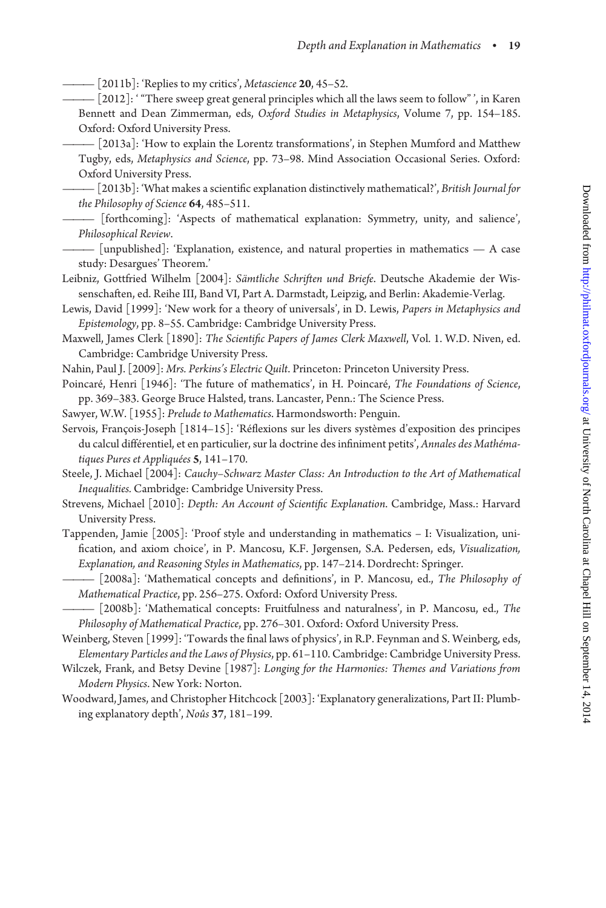——— [2011b]: 'Replies to my critics', *Metascience* **20**, 45–52.

——— [2012]: ' "There sweep great general principles which all the laws seem to follow" ', in Karen Bennett and Dean Zimmerman, eds, *Oxford Studies in Metaphysics*, Volume 7, pp. 154–185. Oxford: Oxford University Press.

——— [2013a]: 'How to explain the Lorentz transformations', in Stephen Mumford and Matthew Tugby, eds, *Metaphysics and Science*, pp. 73–98. Mind Association Occasional Series. Oxford: Oxford University Press.

——— [2013b]: 'What makes a scientific explanation distinctively mathematical?', *British Journal for the Philosophy of Science* **64**, 485–511.

——— [forthcoming]: 'Aspects of mathematical explanation: Symmetry, unity, and salience', *Philosophical Review*.

——— [unpublished]: 'Explanation, existence, and natural properties in mathematics — A case study: Desargues' Theorem.'

Leibniz, Gottfried Wilhelm [2004]: *Sämtliche Schriften und Briefe*. Deutsche Akademie der Wissenschaften, ed. Reihe III, Band VI, Part A. Darmstadt, Leipzig, and Berlin: Akademie-Verlag.

Lewis, David [1999]: 'New work for a theory of universals', in D. Lewis, *Papers in Metaphysics and Epistemology*, pp. 8–55. Cambridge: Cambridge University Press.

Maxwell, James Clerk [1890]: *The Scientific Papers of James Clerk Maxwell*, Vol. 1. W.D. Niven, ed. Cambridge: Cambridge University Press.

Nahin, Paul J. [2009]: *Mrs. Perkins's Electric Quilt*. Princeton: Princeton University Press.

Poincaré, Henri [1946]: 'The future of mathematics', in H. Poincaré, *The Foundations of Science*, pp. 369–383. George Bruce Halsted, trans. Lancaster, Penn.: The Science Press.

Sawyer, W.W. [1955]: *Prelude to Mathematics*. Harmondsworth: Penguin.

Servois, François-Joseph [1814–15]: 'Réflexions sur les divers systèmes d'exposition des principes du calcul différentiel, et en particulier, sur la doctrine des infiniment petits', *Annales des Mathématiques Pures et Appliquées* **5**, 141–170.

Steele, J. Michael [2004]: *Cauchy–Schwarz Master Class: An Introduction to the Art of Mathematical Inequalities*. Cambridge: Cambridge University Press.

Strevens, Michael [2010]: *Depth: An Account of Scientific Explanation*. Cambridge, Mass.: Harvard University Press.

Tappenden, Jamie [2005]: 'Proof style and understanding in mathematics – I: Visualization, unification, and axiom choice', in P. Mancosu, K.F. Jørgensen, S.A. Pedersen, eds, *Visualization, Explanation, and Reasoning Styles in Mathematics*, pp. 147–214. Dordrecht: Springer.

——— [2008a]: 'Mathematical concepts and definitions', in P. Mancosu, ed., *The Philosophy of Mathematical Practice*, pp. 256–275. Oxford: Oxford University Press.

——— [2008b]: 'Mathematical concepts: Fruitfulness and naturalness', in P. Mancosu, ed., *The Philosophy of Mathematical Practice*, pp. 276–301. Oxford: Oxford University Press.

Weinberg, Steven [1999]: 'Towards the final laws of physics', in R.P. Feynman and S. Weinberg, eds, *Elementary Particles and the Laws of Physics*, pp. 61–110. Cambridge: Cambridge University Press.

Wilczek, Frank, and Betsy Devine [1987]: *Longing for the Harmonies: Themes and Variations from Modern Physics*. New York: Norton.

Woodward, James, and Christopher Hitchcock [2003]: 'Explanatory generalizations, Part II: Plumbing explanatory depth', *Noûs* **37**, 181–199.